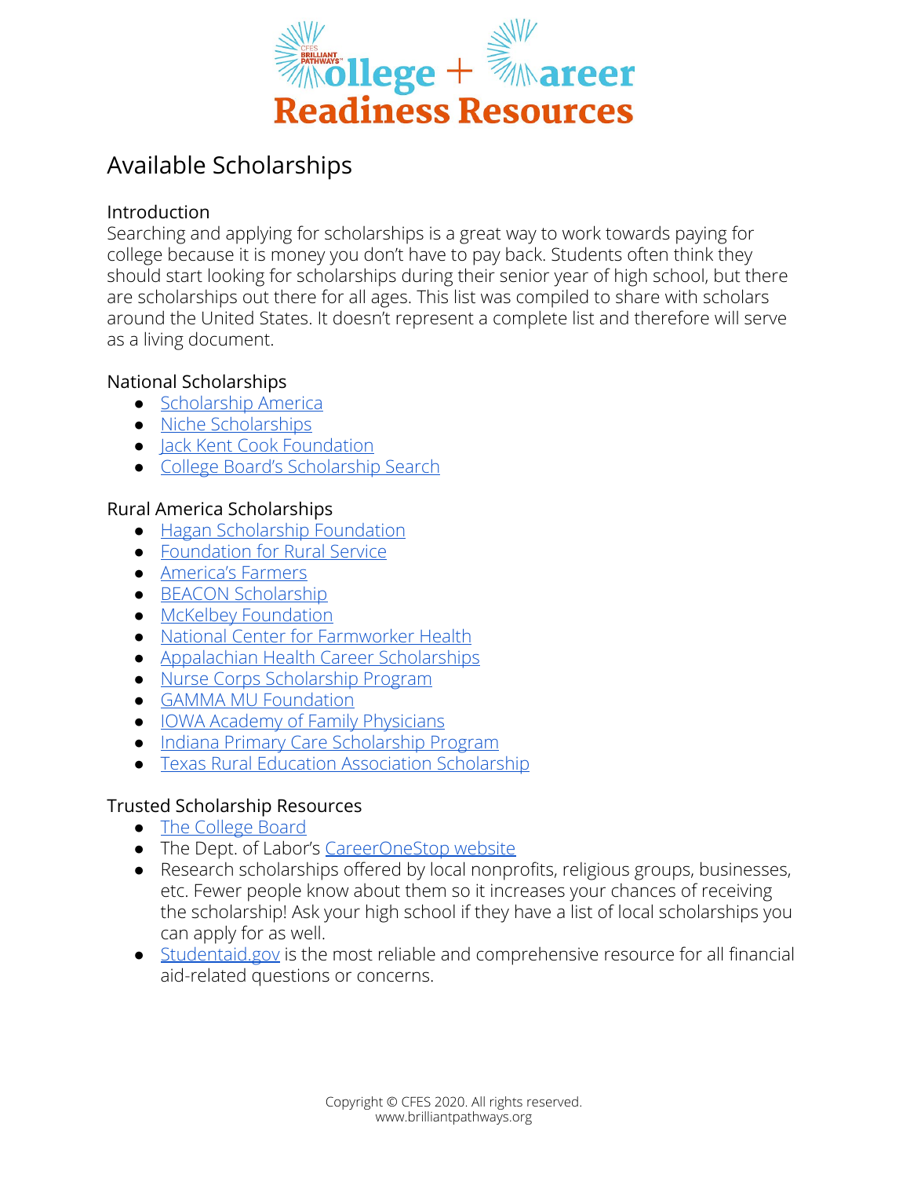# College + Career Readiness Resources

## Available Scholarships

### Introduction

Searching and applying for scholarships is a great way to work towards paying for college because it is money you don't have to pay back. Students often think they should start looking for scholarships during their senior year of high school, but there are scholarships out there for all ages. This list was compiled to share with scholars around the United States. It doesn't represent a complete list and therefore will serve as a living document.

### National Scholarships

- Scholarship America
- Niche Scholarships
- Jack Kent Cook Foundation
- College Board's Scholarship Search

### Rural America Scholarships

- Hagan Scholarship Foundation
- Foundation for Rural Service
- America's Farmers
- BEACON Scholarship
- McKelbey Foundation
- National Center for Farmworker Health
- Appalachian Health Career Scholarships
- Nurse Corps Scholarship Program
- GAMMA MU Foundation
- IOWA Academy of Family Physicians
- Indiana Primary Care Scholarship Program
- Texas Rural Education Association Scholarship

### Trusted Scholarship Resources

- The College Board
- The Dept. of Labor's CareerOneStop website
- Research scholarships offered by local nonprofits, religious groups, businesses, etc. Fewer people know about them so it increases your chances of receiving the scholarship! Ask your high school if they have a list of local scholarships you can apply for as well.
- Studentaid.gov is the most reliable and comprehensive resource for all financial aid-related questions or concerns.

Copyright © CFES 2020. All rights reserved.
www.brilliantpathways.org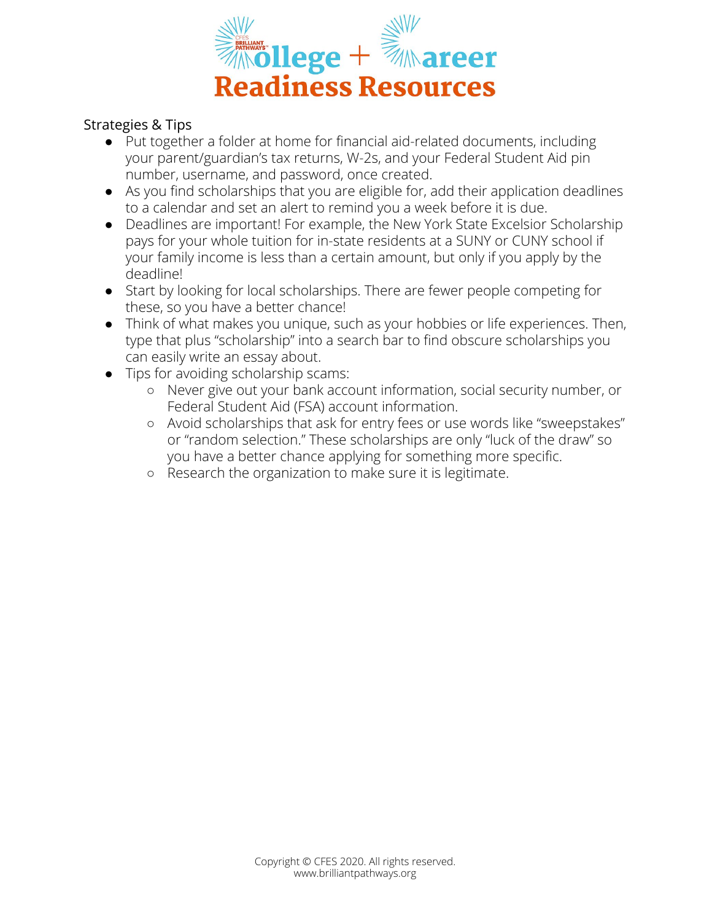Strategies & Tips

- Put together a folder at home for financial aid-related documents, including your parent/guardian's tax returns, W-2s, and your Federal Student Aid pin number, username, and password, once created.
- As you find scholarships that you are eligible for, add their application deadlines to a calendar and set an alert to remind you a week before it is due.
- Deadlines are important! For example, the New York State Excelsior Scholarship pays for your whole tuition for in-state residents at a SUNY or CUNY school if your family income is less than a certain amount, but only if you apply by the deadline!
- Start by looking for local scholarships. There are fewer people competing for these, so you have a better chance!
- Think of what makes you unique, such as your hobbies or life experiences. Then, type that plus "scholarship" into a search bar to find obscure scholarships you can easily write an essay about.
- Tips for avoiding scholarship scams:
  - Never give out your bank account information, social security number, or Federal Student Aid (FSA) account information.
  - Avoid scholarships that ask for entry fees or use words like "sweepstakes" or "random selection." These scholarships are only "luck of the draw" so you have a better chance applying for something more specific.
  - Research the organization to make sure it is legitimate.